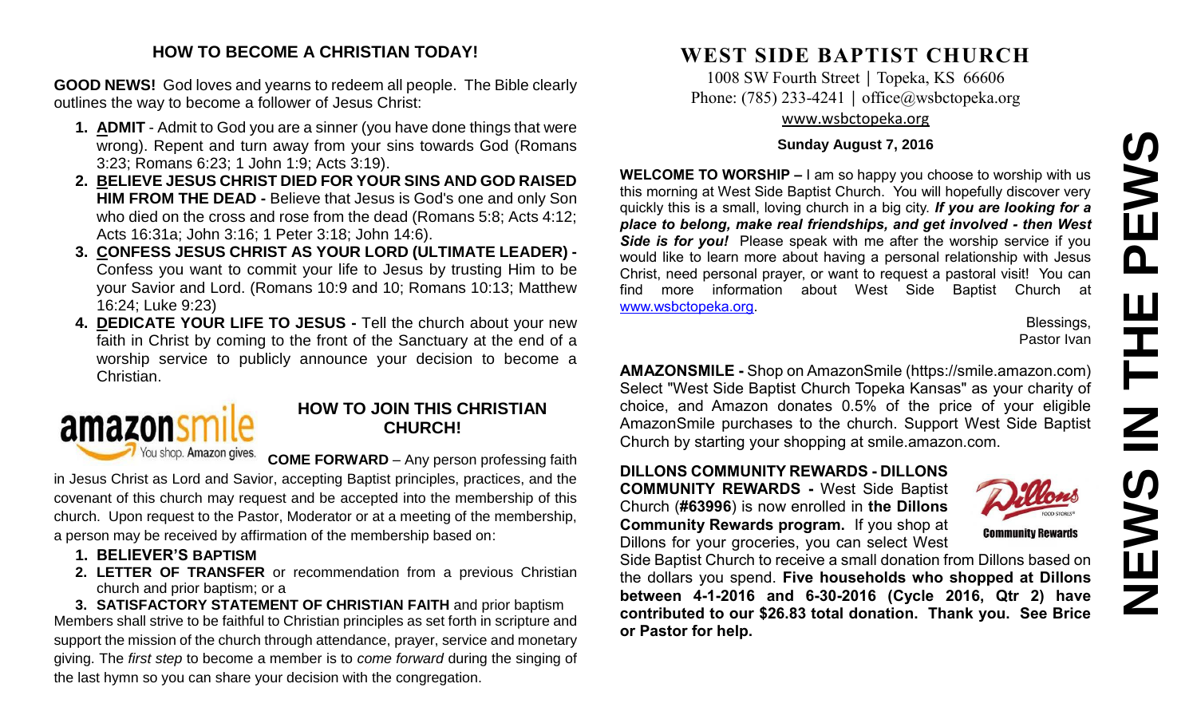## HOW TO BECOME A CHRISTIAN TODAY!

**GOOD NEWS!** God loves and yearns to redeem all people. The Bible clearly outlines the way to become a follower of Jesus Christ:

1. **ADMIT** - Admit to God you are a sinner (you have done things that were wrong). Repent and turn away from your sins towards God (Romans 3:23; Romans 6:23; 1 John 1:9; Acts 3:19).
2. **BELIEVE JESUS CHRIST DIED FOR YOUR SINS AND GOD RAISED HIM FROM THE DEAD -** Believe that Jesus is God's one and only Son who died on the cross and rose from the dead (Romans 5:8; Acts 4:12; Acts 16:31a; John 3:16; 1 Peter 3:18; John 14:6).
3. **CONFESS JESUS CHRIST AS YOUR LORD (ULTIMATE LEADER) -** Confess you want to commit your life to Jesus by trusting Him to be your Savior and Lord. (Romans 10:9 and 10; Romans 10:13; Matthew 16:24; Luke 9:23)
4. **DEDICATE YOUR LIFE TO JESUS -** Tell the church about your new faith in Christ by coming to the front of the Sanctuary at the end of a worship service to publicly announce your decision to become a Christian.

## HOW TO JOIN THIS CHRISTIAN CHURCH!

**COME FORWARD** – Any person professing faith in Jesus Christ as Lord and Savior, accepting Baptist principles, practices, and the covenant of this church may request and be accepted into the membership of this church. Upon request to the Pastor, Moderator or at a meeting of the membership, a person may be received by affirmation of the membership based on:

1. **BELIEVER'S BAPTISM**
2. **LETTER OF TRANSFER** or recommendation from a previous Christian church and prior baptism; or a
3. **SATISFACTORY STATEMENT OF CHRISTIAN FAITH** and prior baptism

Members shall strive to be faithful to Christian principles as set forth in scripture and support the mission of the church through attendance, prayer, service and monetary giving. The *first step* to become a member is to *come forward* during the singing of the last hymn so you can share your decision with the congregation.

# WEST SIDE BAPTIST CHURCH

1008 SW Fourth Street | Topeka, KS 66606
Phone: (785) 233-4241 | office@wsbctopeka.org
www.wsbctopeka.org

**Sunday August 7, 2016**

**WELCOME TO WORSHIP –** I am so happy you choose to worship with us this morning at West Side Baptist Church. You will hopefully discover very quickly this is a small, loving church in a big city. ***If you are looking for a place to belong, make real friendships, and get involved - then West Side is for you!*** Please speak with me after the worship service if you would like to learn more about having a personal relationship with Jesus Christ, need personal prayer, or want to request a pastoral visit! You can find more information about West Side Baptist Church at www.wsbctopeka.org.

Blessings,
Pastor Ivan

**AMAZONSMILE -** Shop on AmazonSmile (https://smile.amazon.com) Select "West Side Baptist Church Topeka Kansas" as your charity of choice, and Amazon donates 0.5% of the price of your eligible AmazonSmile purchases to the church. Support West Side Baptist Church by starting your shopping at smile.amazon.com.

**DILLONS COMMUNITY REWARDS - DILLONS COMMUNITY REWARDS -** West Side Baptist Church (**#63996**) is now enrolled in **the Dillons Community Rewards program.** If you shop at Dillons for your groceries, you can select West Side Baptist Church to receive a small donation from Dillons based on the dollars you spend. **Five households who shopped at Dillons between 4-1-2016 and 6-30-2016 (Cycle 2016, Qtr 2) have contributed to our $26.83 total donation. Thank you. See Brice or Pastor for help.**

# NEWS IN THE PEWS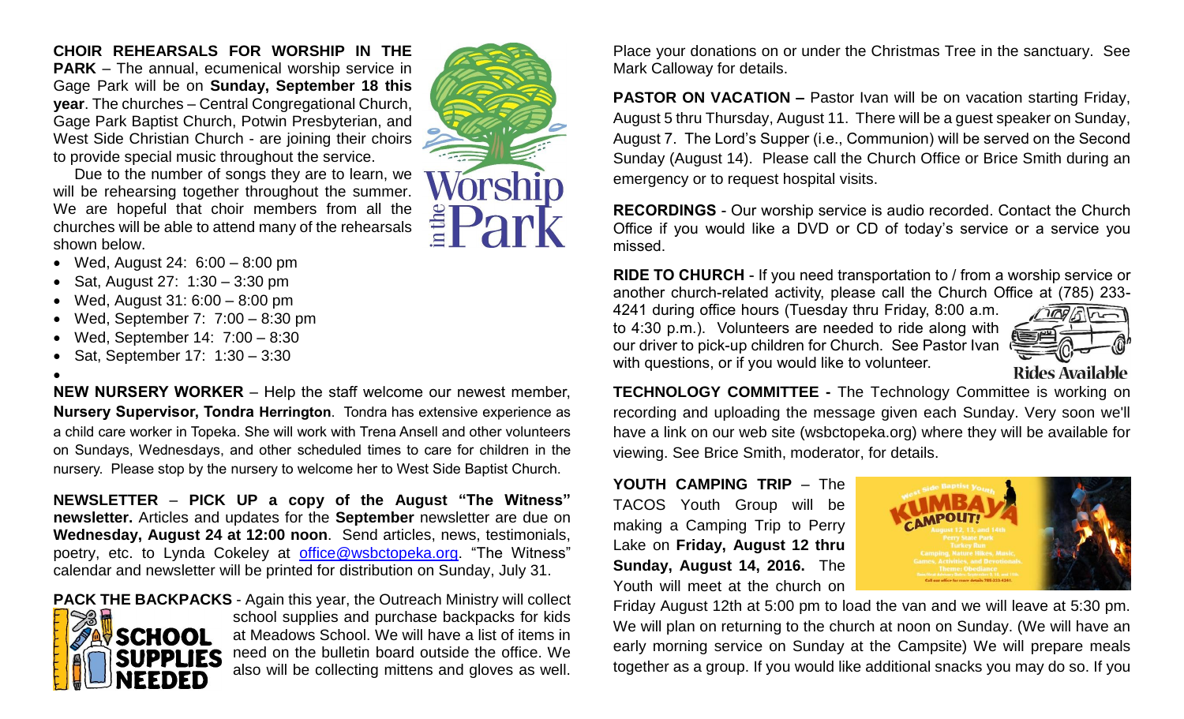**CHOIR REHEARSALS FOR WORSHIP IN THE PARK** – The annual, ecumenical worship service in Gage Park will be on **Sunday, September 18 this year**. The churches – Central Congregational Church, Gage Park Baptist Church, Potwin Presbyterian, and West Side Christian Church - are joining their choirs to provide special music throughout the service.

Due to the number of songs they are to learn, we will be rehearsing together throughout the summer. We are hopeful that choir members from all the churches will be able to attend many of the rehearsals shown below.

- Wed, August 24: 6:00 – 8:00 pm
- Sat, August 27: 1:30 – 3:30 pm
- Wed, August 31: 6:00 – 8:00 pm
- Wed, September 7: 7:00 – 8:30 pm
- Wed, September 14: 7:00 – 8:30
- Sat, September 17: 1:30 – 3:30

**NEW NURSERY WORKER** – Help the staff welcome our newest member, **Nursery Supervisor, Tondra Herrington**. Tondra has extensive experience as a child care worker in Topeka. She will work with Trena Ansell and other volunteers on Sundays, Wednesdays, and other scheduled times to care for children in the nursery. Please stop by the nursery to welcome her to West Side Baptist Church.

**NEWSLETTER** – **PICK UP a copy of the August "The Witness" newsletter.** Articles and updates for the **September** newsletter are due on **Wednesday, August 24 at 12:00 noon**. Send articles, news, testimonials, poetry, etc. to Lynda Cokeley at office@wsbctopeka.org. "The Witness" calendar and newsletter will be printed for distribution on Sunday, July 31.

**PACK THE BACKPACKS** - Again this year, the Outreach Ministry will collect school supplies and purchase backpacks for kids at Meadows School. We will have a list of items in need on the bulletin board outside the office. We also will be collecting mittens and gloves as well. Place your donations on or under the Christmas Tree in the sanctuary. See Mark Calloway for details.

**PASTOR ON VACATION –** Pastor Ivan will be on vacation starting Friday, August 5 thru Thursday, August 11. There will be a guest speaker on Sunday, August 7. The Lord's Supper (i.e., Communion) will be served on the Second Sunday (August 14). Please call the Church Office or Brice Smith during an emergency or to request hospital visits.

**RECORDINGS** - Our worship service is audio recorded. Contact the Church Office if you would like a DVD or CD of today's service or a service you missed.

**RIDE TO CHURCH** - If you need transportation to / from a worship service or another church-related activity, please call the Church Office at (785) 233-4241 during office hours (Tuesday thru Friday, 8:00 a.m. to 4:30 p.m.). Volunteers are needed to ride along with our driver to pick-up children for Church. See Pastor Ivan with questions, or if you would like to volunteer.

**TECHNOLOGY COMMITTEE -** The Technology Committee is working on recording and uploading the message given each Sunday. Very soon we'll have a link on our web site (wsbctopeka.org) where they will be available for viewing. See Brice Smith, moderator, for details.

**YOUTH CAMPING TRIP** – The TACOS Youth Group will be making a Camping Trip to Perry Lake on **Friday, August 12 thru Sunday, August 14, 2016.** The Youth will meet at the church on Friday August 12th at 5:00 pm to load the van and we will leave at 5:30 pm. We will plan on returning to the church at noon on Sunday. (We will have an early morning service on Sunday at the Campsite) We will prepare meals together as a group. If you would like additional snacks you may do so. If you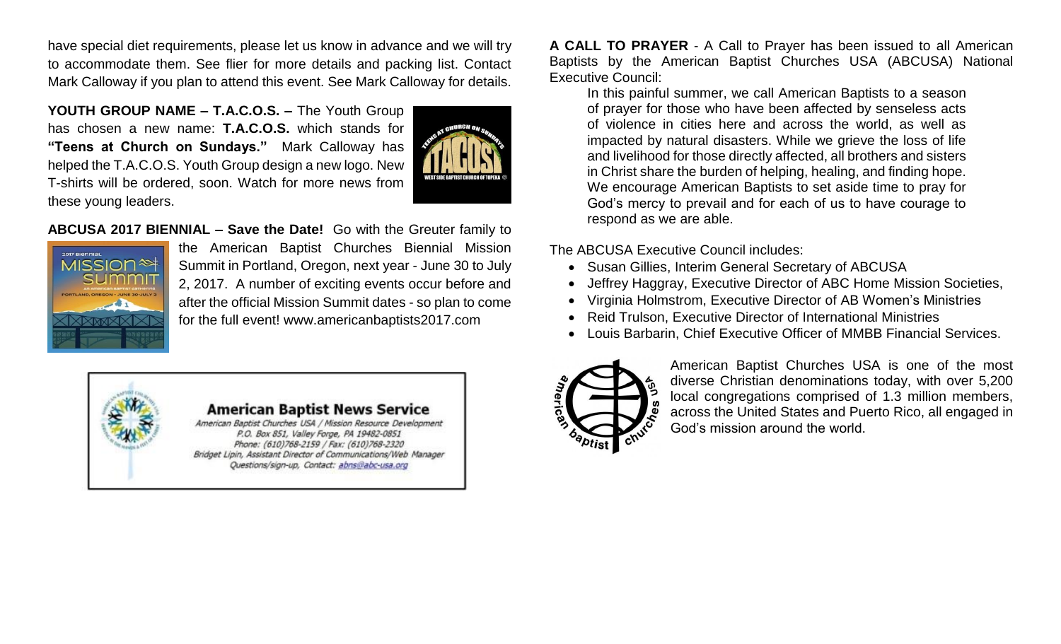have special diet requirements, please let us know in advance and we will try to accommodate them. See flier for more details and packing list. Contact Mark Calloway if you plan to attend this event. See Mark Calloway for details.

**YOUTH GROUP NAME – T.A.C.O.S. –** The Youth Group has chosen a new name: **T.A.C.O.S.** which stands for **"Teens at Church on Sundays."** Mark Calloway has helped the T.A.C.O.S. Youth Group design a new logo. New T-shirts will be ordered, soon. Watch for more news from these young leaders.

**ABCUSA 2017 BIENNIAL – Save the Date!** Go with the Greuter family to the American Baptist Churches Biennial Mission Summit in Portland, Oregon, next year - June 30 to July 2, 2017. A number of exciting events occur before and after the official Mission Summit dates - so plan to come for the full event! www.americanbaptists2017.com

**American Baptist News Service**
*American Baptist Churches USA / Mission Resource Development*
*P.O. Box 851, Valley Forge, PA 19482-0851*
*Phone: (610)768-2159 / Fax: (610)768-2320*
*Bridget Lipin, Assistant Director of Communications/Web Manager*
*Questions/sign-up, Contact: abns@abc-usa.org*

**A CALL TO PRAYER** - A Call to Prayer has been issued to all American Baptists by the American Baptist Churches USA (ABCUSA) National Executive Council:

> In this painful summer, we call American Baptists to a season of prayer for those who have been affected by senseless acts of violence in cities here and across the world, as well as impacted by natural disasters. While we grieve the loss of life and livelihood for those directly affected, all brothers and sisters in Christ share the burden of helping, healing, and finding hope. We encourage American Baptists to set aside time to pray for God's mercy to prevail and for each of us to have courage to respond as we are able.

The ABCUSA Executive Council includes:

- Susan Gillies, Interim General Secretary of ABCUSA
- Jeffrey Haggray, Executive Director of ABC Home Mission Societies,
- Virginia Holmstrom, Executive Director of AB Women's Ministries
- Reid Trulson, Executive Director of International Ministries
- Louis Barbarin, Chief Executive Officer of MMBB Financial Services.

American Baptist Churches USA is one of the most diverse Christian denominations today, with over 5,200 local congregations comprised of 1.3 million members, across the United States and Puerto Rico, all engaged in God's mission around the world.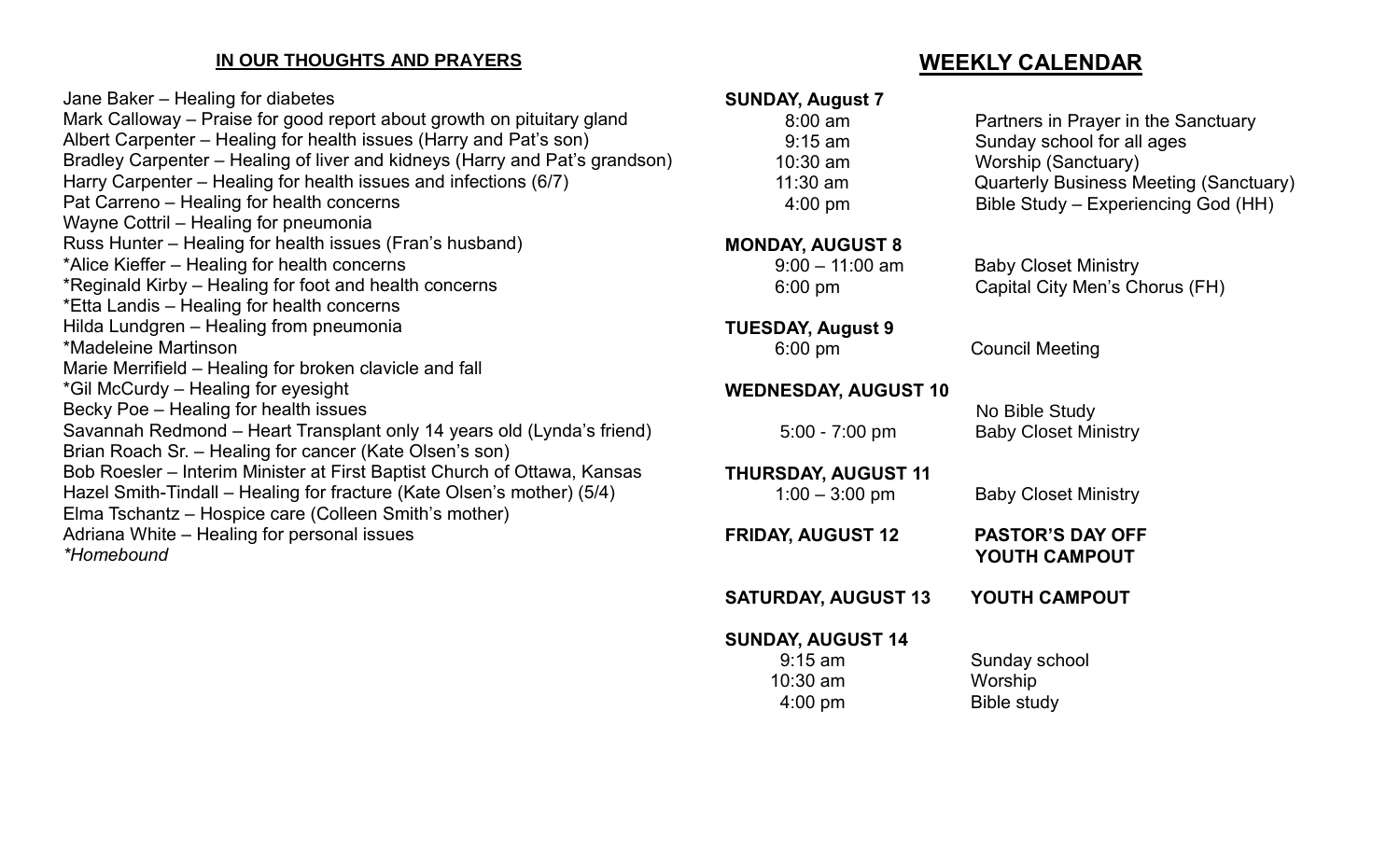## IN OUR THOUGHTS AND PRAYERS

Jane Baker – Healing for diabetes
Mark Calloway – Praise for good report about growth on pituitary gland
Albert Carpenter – Healing for health issues (Harry and Pat's son)
Bradley Carpenter – Healing of liver and kidneys (Harry and Pat's grandson)
Harry Carpenter – Healing for health issues and infections (6/7)
Pat Carreno – Healing for health concerns
Wayne Cottril – Healing for pneumonia
Russ Hunter – Healing for health issues (Fran's husband)
*Alice Kieffer – Healing for health concerns
*Reginald Kirby – Healing for foot and health concerns
*Etta Landis – Healing for health concerns
Hilda Lundgren – Healing from pneumonia
*Madeleine Martinson
Marie Merrifield – Healing for broken clavicle and fall
*Gil McCurdy – Healing for eyesight
Becky Poe – Healing for health issues
Savannah Redmond – Heart Transplant only 14 years old (Lynda's friend)
Brian Roach Sr. – Healing for cancer (Kate Olsen's son)
Bob Roesler – Interim Minister at First Baptist Church of Ottawa, Kansas
Hazel Smith-Tindall – Healing for fracture (Kate Olsen's mother) (5/4)
Elma Tschantz – Hospice care (Colleen Smith's mother)
Adriana White – Healing for personal issues
*\*Homebound*

## WEEKLY CALENDAR

**SUNDAY, August 7**

| | |
|---|---|
| 8:00 am | Partners in Prayer in the Sanctuary |
| 9:15 am | Sunday school for all ages |
| 10:30 am | Worship (Sanctuary) |
| 11:30 am | Quarterly Business Meeting (Sanctuary) |
| 4:00 pm | Bible Study – Experiencing God (HH) |

**MONDAY, AUGUST 8**

| | |
|---|---|
| 9:00 – 11:00 am | Baby Closet Ministry |
| 6:00 pm | Capital City Men's Chorus (FH) |

**TUESDAY, August 9**

| | |
|---|---|
| 6:00 pm | Council Meeting |

**WEDNESDAY, AUGUST 10**

| | |
|---|---|
| | No Bible Study |
| 5:00 - 7:00 pm | Baby Closet Ministry |

**THURSDAY, AUGUST 11**

| | |
|---|---|
| 1:00 – 3:00 pm | Baby Closet Ministry |

**FRIDAY, AUGUST 12** — **PASTOR'S DAY OFF**
**YOUTH CAMPOUT**

**SATURDAY, AUGUST 13** — **YOUTH CAMPOUT**

**SUNDAY, AUGUST 14**

| | |
|---|---|
| 9:15 am | Sunday school |
| 10:30 am | Worship |
| 4:00 pm | Bible study |